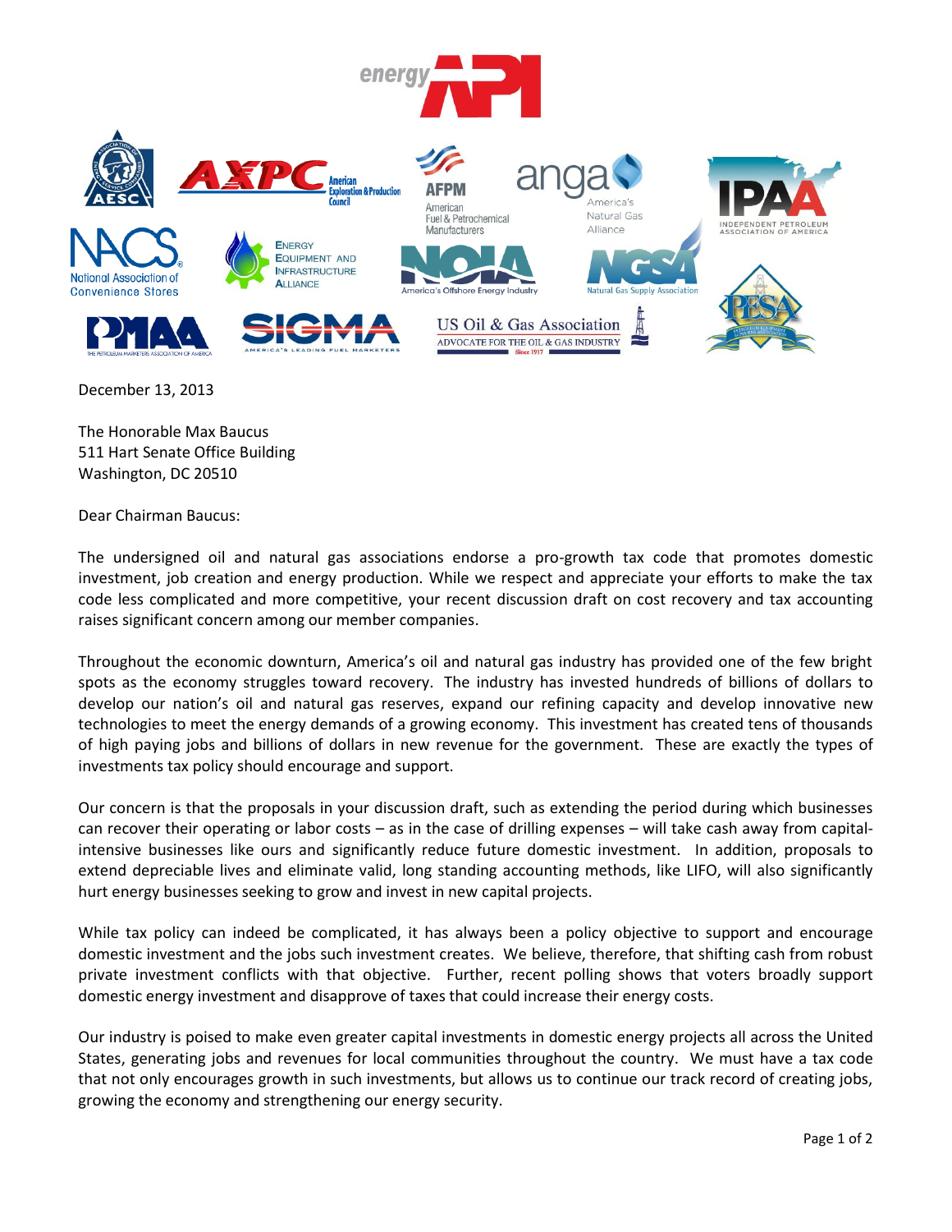December 13, 2013

The Honorable Max Baucus
511 Hart Senate Office Building
Washington, DC 20510

Dear Chairman Baucus:

The undersigned oil and natural gas associations endorse a pro-growth tax code that promotes domestic investment, job creation and energy production. While we respect and appreciate your efforts to make the tax code less complicated and more competitive, your recent discussion draft on cost recovery and tax accounting raises significant concern among our member companies.

Throughout the economic downturn, America's oil and natural gas industry has provided one of the few bright spots as the economy struggles toward recovery. The industry has invested hundreds of billions of dollars to develop our nation's oil and natural gas reserves, expand our refining capacity and develop innovative new technologies to meet the energy demands of a growing economy. This investment has created tens of thousands of high paying jobs and billions of dollars in new revenue for the government. These are exactly the types of investments tax policy should encourage and support.

Our concern is that the proposals in your discussion draft, such as extending the period during which businesses can recover their operating or labor costs – as in the case of drilling expenses – will take cash away from capital-intensive businesses like ours and significantly reduce future domestic investment. In addition, proposals to extend depreciable lives and eliminate valid, long standing accounting methods, like LIFO, will also significantly hurt energy businesses seeking to grow and invest in new capital projects.

While tax policy can indeed be complicated, it has always been a policy objective to support and encourage domestic investment and the jobs such investment creates. We believe, therefore, that shifting cash from robust private investment conflicts with that objective. Further, recent polling shows that voters broadly support domestic energy investment and disapprove of taxes that could increase their energy costs.

Our industry is poised to make even greater capital investments in domestic energy projects all across the United States, generating jobs and revenues for local communities throughout the country. We must have a tax code that not only encourages growth in such investments, but allows us to continue our track record of creating jobs, growing the economy and strengthening our energy security.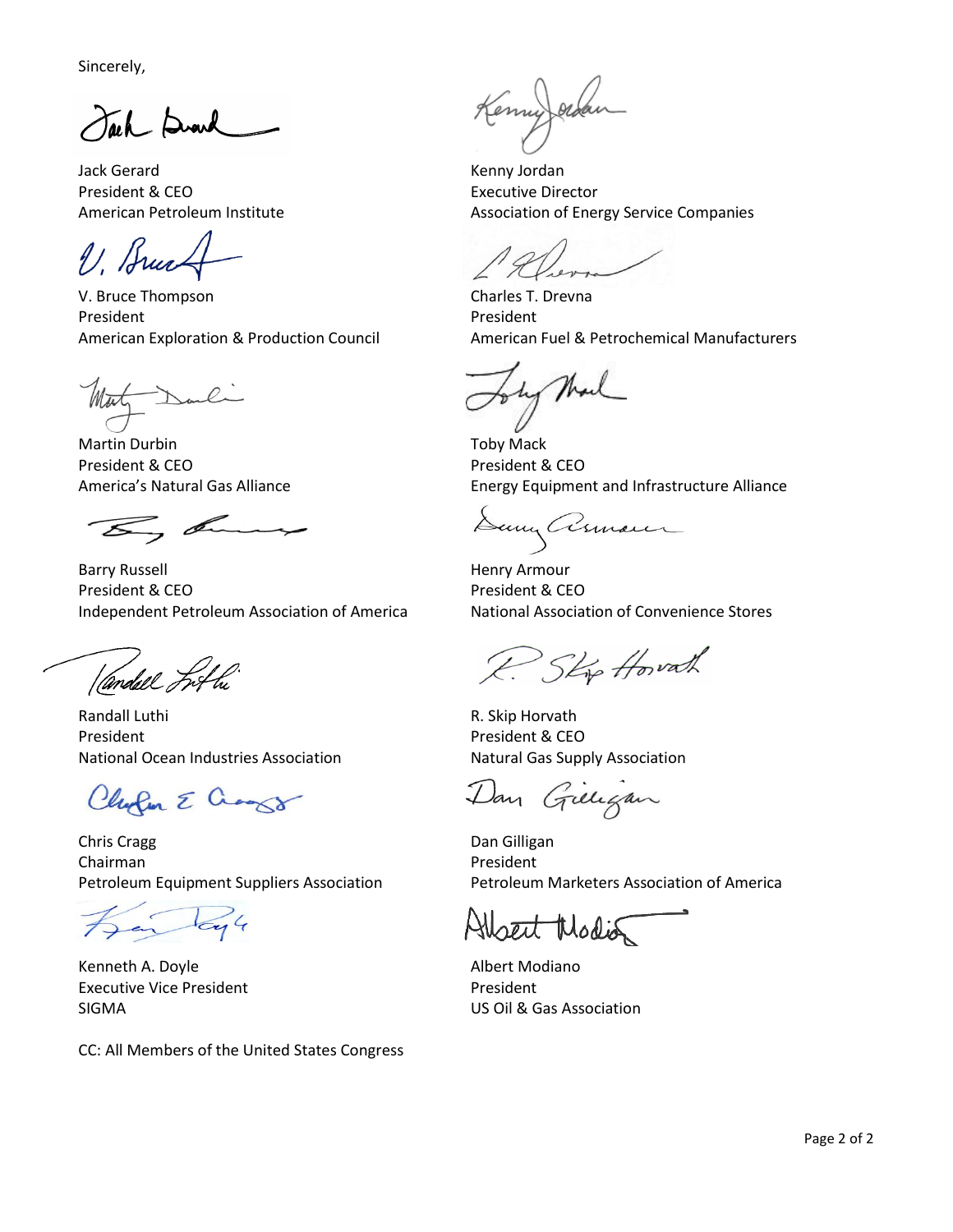Sincerely,

Jack Gerard
President & CEO
American Petroleum Institute

Kenny Jordan
Executive Director
Association of Energy Service Companies

V. Bruce Thompson
President
American Exploration & Production Council

Charles T. Drevna
President
American Fuel & Petrochemical Manufacturers

Martin Durbin
President & CEO
America's Natural Gas Alliance

Toby Mack
President & CEO
Energy Equipment and Infrastructure Alliance

Barry Russell
President & CEO
Independent Petroleum Association of America

Henry Armour
President & CEO
National Association of Convenience Stores

Randall Luthi
President
National Ocean Industries Association

R. Skip Horvath
President & CEO
Natural Gas Supply Association

Chris Cragg
Chairman
Petroleum Equipment Suppliers Association

Dan Gilligan
President
Petroleum Marketers Association of America

Kenneth A. Doyle
Executive Vice President
SIGMA

Albert Modiano
President
US Oil & Gas Association

CC: All Members of the United States Congress